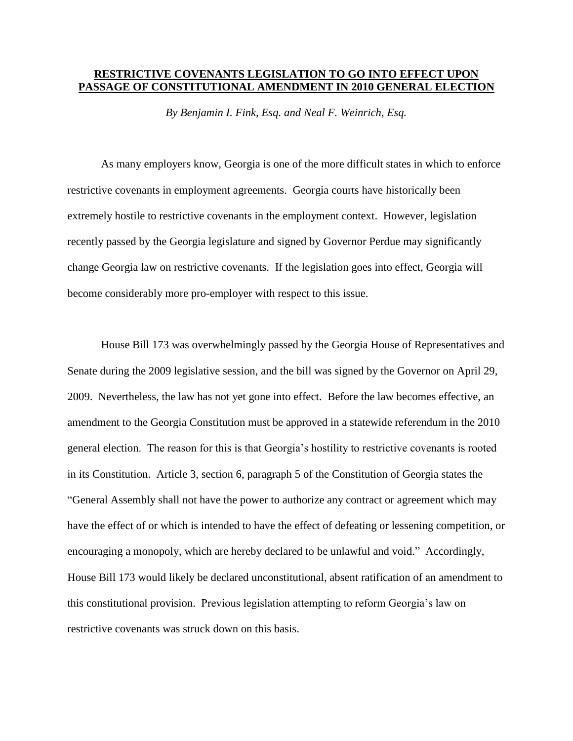# **RESTRICTIVE COVENANTS LEGISLATION TO GO INTO EFFECT UPON PASSAGE OF CONSTITUTIONAL AMENDMENT IN 2010 GENERAL ELECTION**

*By Benjamin I. Fink, Esq. and Neal F. Weinrich, Esq.*

As many employers know, Georgia is one of the more difficult states in which to enforce restrictive covenants in employment agreements. Georgia courts have historically been extremely hostile to restrictive covenants in the employment context. However, legislation recently passed by the Georgia legislature and signed by Governor Perdue may significantly change Georgia law on restrictive covenants. If the legislation goes into effect, Georgia will become considerably more pro-employer with respect to this issue.

House Bill 173 was overwhelmingly passed by the Georgia House of Representatives and Senate during the 2009 legislative session, and the bill was signed by the Governor on April 29, 2009. Nevertheless, the law has not yet gone into effect. Before the law becomes effective, an amendment to the Georgia Constitution must be approved in a statewide referendum in the 2010 general election. The reason for this is that Georgia's hostility to restrictive covenants is rooted in its Constitution. Article 3, section 6, paragraph 5 of the Constitution of Georgia states the "General Assembly shall not have the power to authorize any contract or agreement which may have the effect of or which is intended to have the effect of defeating or lessening competition, or encouraging a monopoly, which are hereby declared to be unlawful and void." Accordingly, House Bill 173 would likely be declared unconstitutional, absent ratification of an amendment to this constitutional provision. Previous legislation attempting to reform Georgia's law on restrictive covenants was struck down on this basis.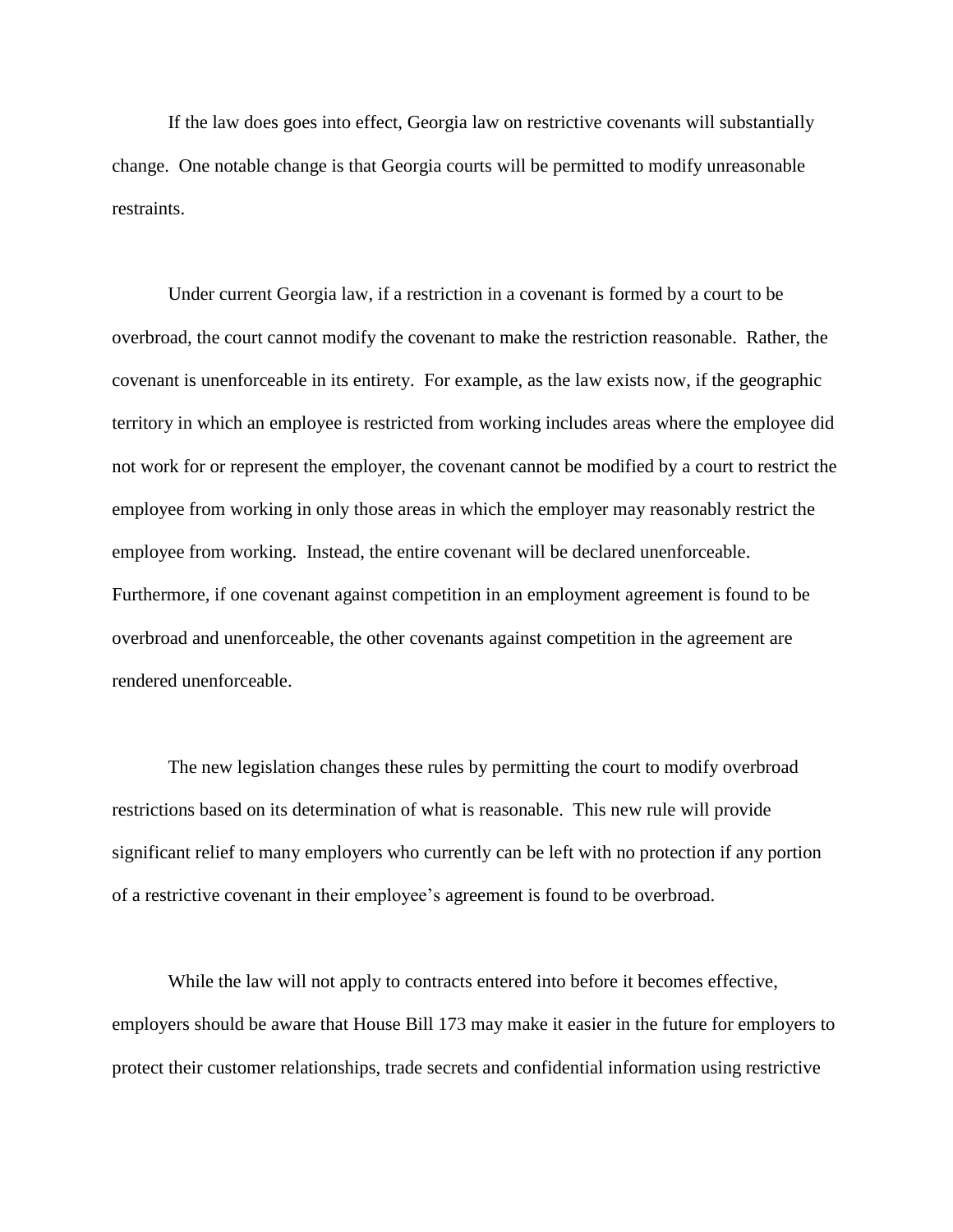If the law does goes into effect, Georgia law on restrictive covenants will substantially change. One notable change is that Georgia courts will be permitted to modify unreasonable restraints.

Under current Georgia law, if a restriction in a covenant is formed by a court to be overbroad, the court cannot modify the covenant to make the restriction reasonable. Rather, the covenant is unenforceable in its entirety. For example, as the law exists now, if the geographic territory in which an employee is restricted from working includes areas where the employee did not work for or represent the employer, the covenant cannot be modified by a court to restrict the employee from working in only those areas in which the employer may reasonably restrict the employee from working. Instead, the entire covenant will be declared unenforceable. Furthermore, if one covenant against competition in an employment agreement is found to be overbroad and unenforceable, the other covenants against competition in the agreement are rendered unenforceable.

The new legislation changes these rules by permitting the court to modify overbroad restrictions based on its determination of what is reasonable. This new rule will provide significant relief to many employers who currently can be left with no protection if any portion of a restrictive covenant in their employee's agreement is found to be overbroad.

While the law will not apply to contracts entered into before it becomes effective, employers should be aware that House Bill 173 may make it easier in the future for employers to protect their customer relationships, trade secrets and confidential information using restrictive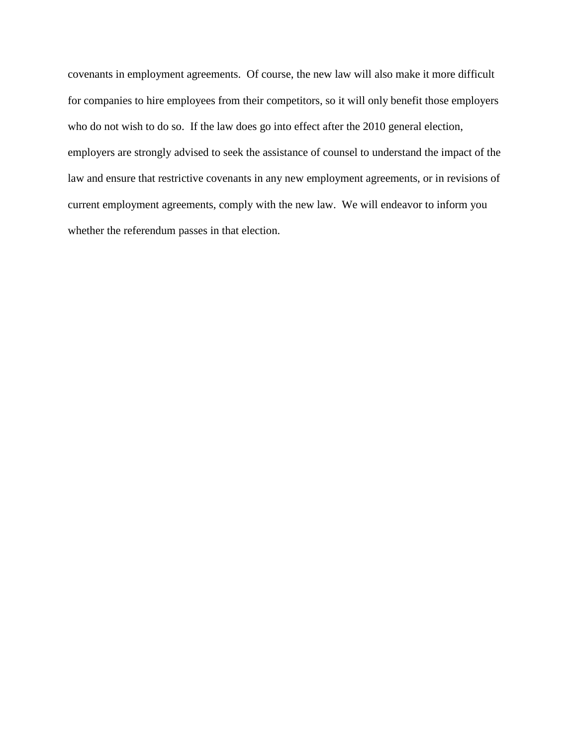covenants in employment agreements. Of course, the new law will also make it more difficult for companies to hire employees from their competitors, so it will only benefit those employers who do not wish to do so. If the law does go into effect after the 2010 general election, employers are strongly advised to seek the assistance of counsel to understand the impact of the law and ensure that restrictive covenants in any new employment agreements, or in revisions of current employment agreements, comply with the new law. We will endeavor to inform you whether the referendum passes in that election.